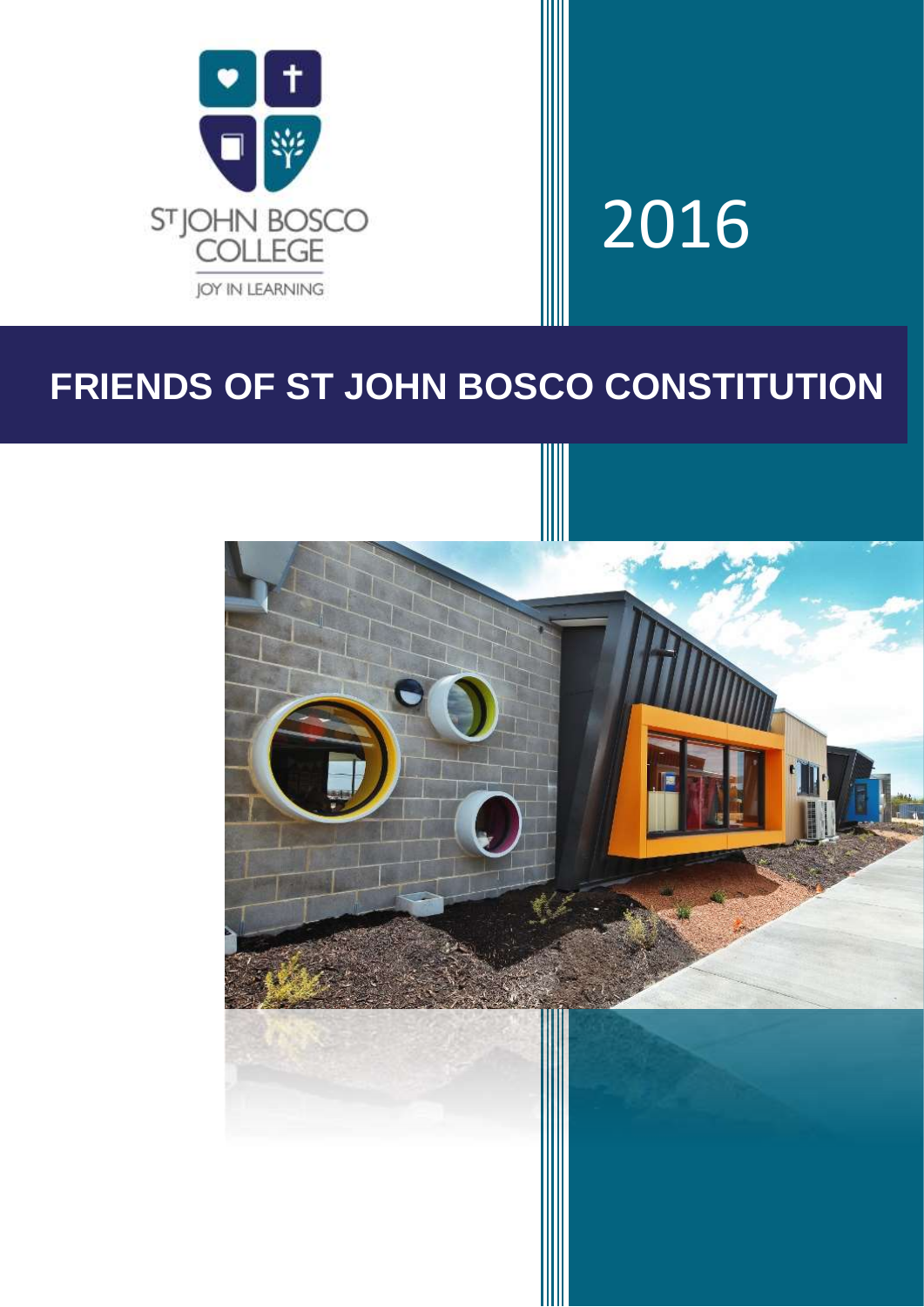ST JOHN BOSCO COLLEGE

JOY IN LEARNING

2016

# FRIENDS OF ST JOHN BOSCO CONSTITUTION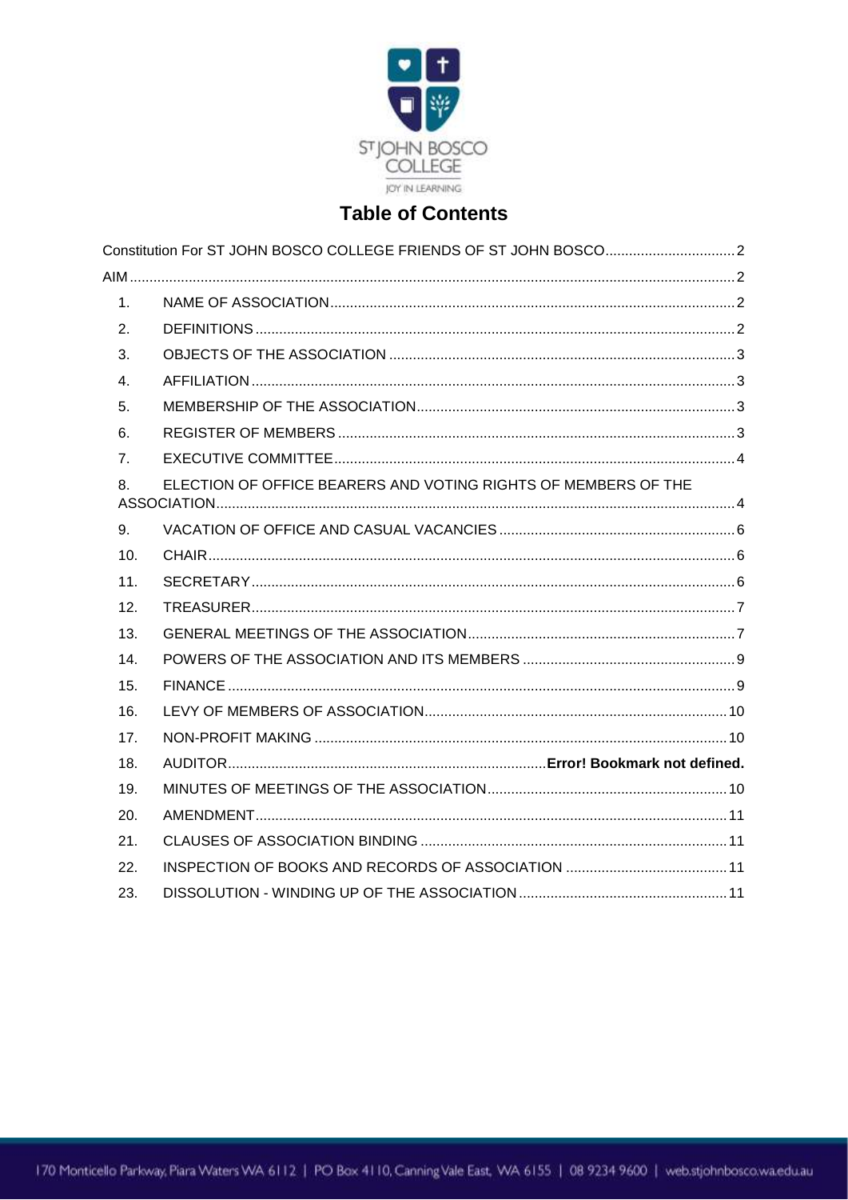# Table of Contents

Constitution For ST JOHN BOSCO COLLEGE FRIENDS OF ST JOHN BOSCO .......... 2

AIM .......... 2

1. NAME OF ASSOCIATION .......... 2
2. DEFINITIONS .......... 2
3. OBJECTS OF THE ASSOCIATION .......... 3
4. AFFILIATION .......... 3
5. MEMBERSHIP OF THE ASSOCIATION .......... 3
6. REGISTER OF MEMBERS .......... 3
7. EXECUTIVE COMMITTEE .......... 4
8. ELECTION OF OFFICE BEARERS AND VOTING RIGHTS OF MEMBERS OF THE ASSOCIATION .......... 4
9. VACATION OF OFFICE AND CASUAL VACANCIES .......... 6
10. CHAIR .......... 6
11. SECRETARY .......... 6
12. TREASURER .......... 7
13. GENERAL MEETINGS OF THE ASSOCIATION .......... 7
14. POWERS OF THE ASSOCIATION AND ITS MEMBERS .......... 9
15. FINANCE .......... 9
16. LEVY OF MEMBERS OF ASSOCIATION .......... 10
17. NON-PROFIT MAKING .......... 10
18. AUDITOR .......... **Error! Bookmark not defined.**
19. MINUTES OF MEETINGS OF THE ASSOCIATION .......... 10
20. AMENDMENT .......... 11
21. CLAUSES OF ASSOCIATION BINDING .......... 11
22. INSPECTION OF BOOKS AND RECORDS OF ASSOCIATION .......... 11
23. DISSOLUTION - WINDING UP OF THE ASSOCIATION .......... 11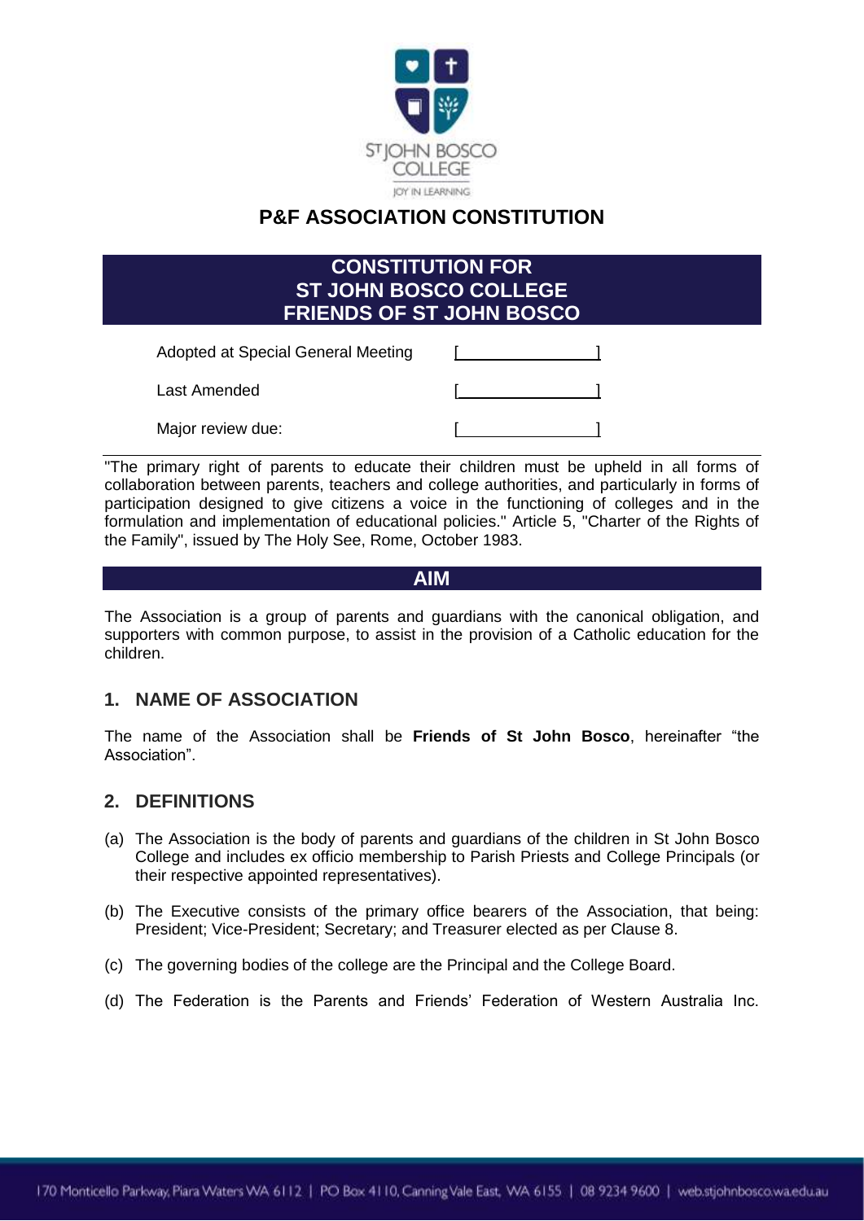# P&F ASSOCIATION CONSTITUTION

## CONSTITUTION FOR ST JOHN BOSCO COLLEGE FRIENDS OF ST JOHN BOSCO

| | |
|---|---|
| Adopted at Special General Meeting | [ ] |
| Last Amended | [ ] |
| Major review due: | [ ] |

"The primary right of parents to educate their children must be upheld in all forms of collaboration between parents, teachers and college authorities, and particularly in forms of participation designed to give citizens a voice in the functioning of colleges and in the formulation and implementation of educational policies." Article 5, "Charter of the Rights of the Family", issued by The Holy See, Rome, October 1983.

## AIM

The Association is a group of parents and guardians with the canonical obligation, and supporters with common purpose, to assist in the provision of a Catholic education for the children.

## 1. NAME OF ASSOCIATION

The name of the Association shall be **Friends of St John Bosco**, hereinafter "the Association".

## 2. DEFINITIONS

(a) The Association is the body of parents and guardians of the children in St John Bosco College and includes ex officio membership to Parish Priests and College Principals (or their respective appointed representatives).

(b) The Executive consists of the primary office bearers of the Association, that being: President; Vice-President; Secretary; and Treasurer elected as per Clause 8.

(c) The governing bodies of the college are the Principal and the College Board.

(d) The Federation is the Parents and Friends' Federation of Western Australia Inc.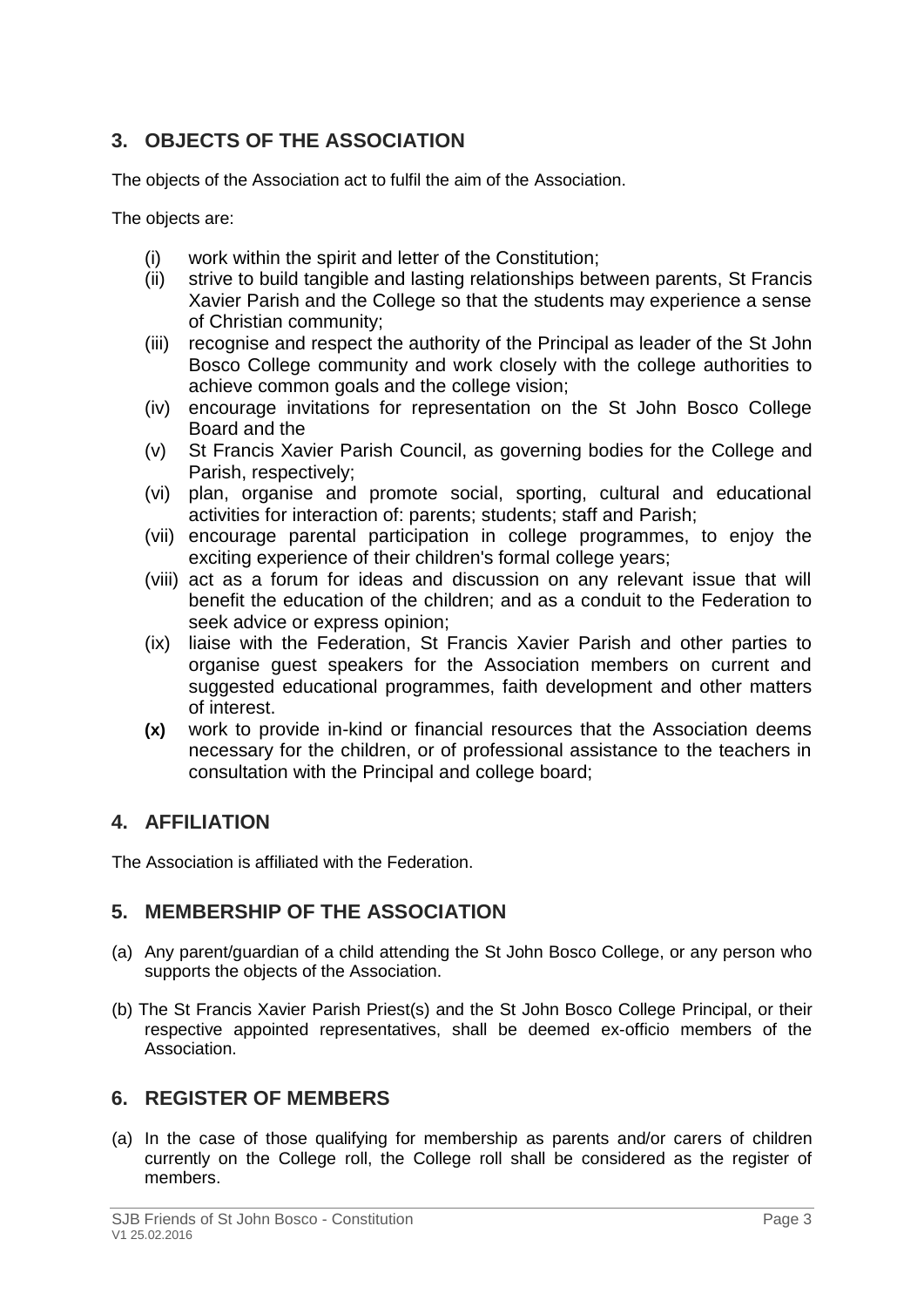## 3. OBJECTS OF THE ASSOCIATION

The objects of the Association act to fulfil the aim of the Association.

The objects are:

- (i) work within the spirit and letter of the Constitution;
- (ii) strive to build tangible and lasting relationships between parents, St Francis Xavier Parish and the College so that the students may experience a sense of Christian community;
- (iii) recognise and respect the authority of the Principal as leader of the St John Bosco College community and work closely with the college authorities to achieve common goals and the college vision;
- (iv) encourage invitations for representation on the St John Bosco College Board and the
- (v) St Francis Xavier Parish Council, as governing bodies for the College and Parish, respectively;
- (vi) plan, organise and promote social, sporting, cultural and educational activities for interaction of: parents; students; staff and Parish;
- (vii) encourage parental participation in college programmes, to enjoy the exciting experience of their children's formal college years;
- (viii) act as a forum for ideas and discussion on any relevant issue that will benefit the education of the children; and as a conduit to the Federation to seek advice or express opinion;
- (ix) liaise with the Federation, St Francis Xavier Parish and other parties to organise guest speakers for the Association members on current and suggested educational programmes, faith development and other matters of interest.
- **(x)** work to provide in-kind or financial resources that the Association deems necessary for the children, or of professional assistance to the teachers in consultation with the Principal and college board;

## 4. AFFILIATION

The Association is affiliated with the Federation.

## 5. MEMBERSHIP OF THE ASSOCIATION

(a) Any parent/guardian of a child attending the St John Bosco College, or any person who supports the objects of the Association.

(b) The St Francis Xavier Parish Priest(s) and the St John Bosco College Principal, or their respective appointed representatives, shall be deemed ex-officio members of the Association.

## 6. REGISTER OF MEMBERS

(a) In the case of those qualifying for membership as parents and/or carers of children currently on the College roll, the College roll shall be considered as the register of members.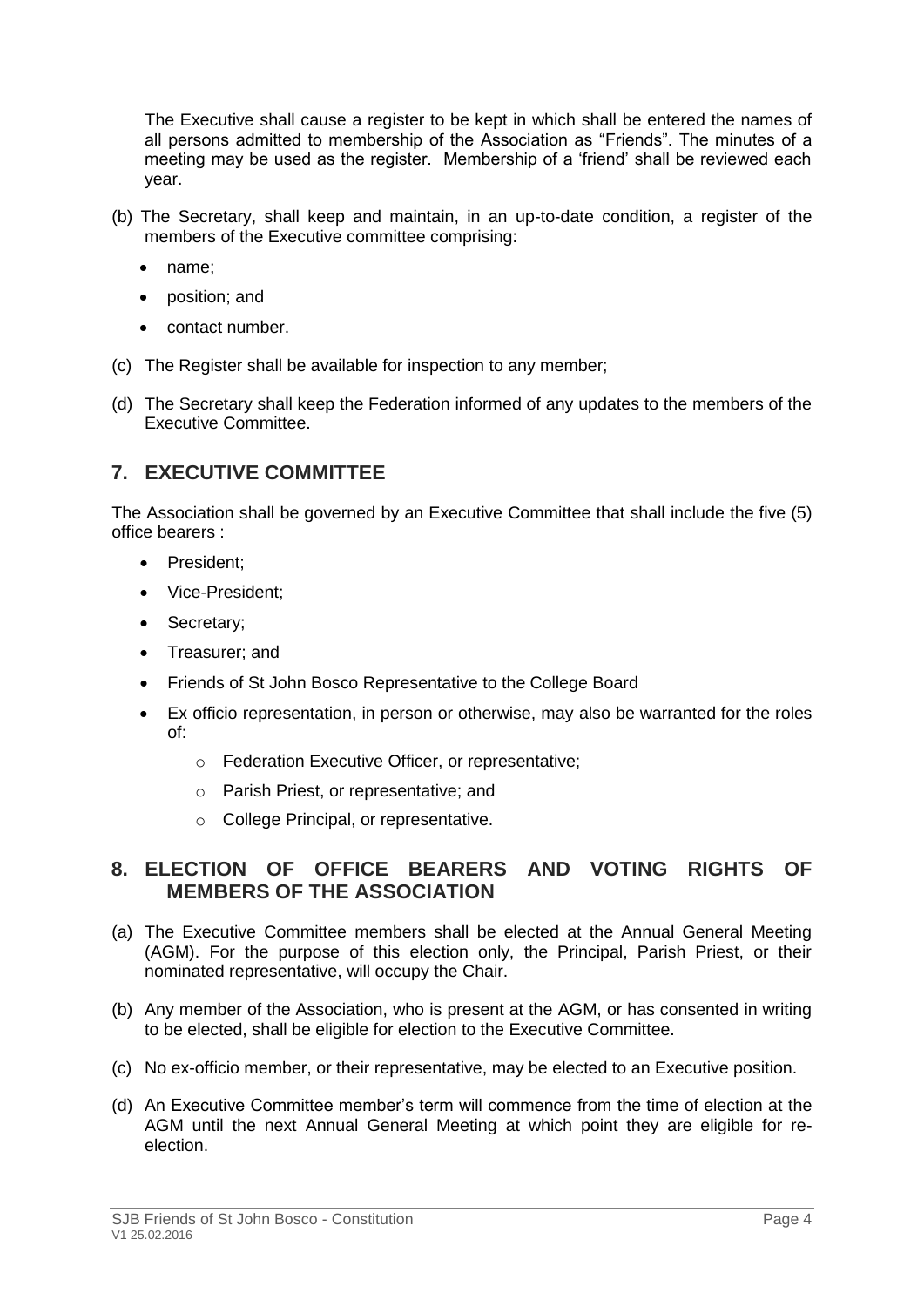The Executive shall cause a register to be kept in which shall be entered the names of all persons admitted to membership of the Association as "Friends". The minutes of a meeting may be used as the register. Membership of a 'friend' shall be reviewed each year.

(b) The Secretary, shall keep and maintain, in an up-to-date condition, a register of the members of the Executive committee comprising:

- name;
- position; and
- contact number.

(c) The Register shall be available for inspection to any member;

(d) The Secretary shall keep the Federation informed of any updates to the members of the Executive Committee.

## 7. EXECUTIVE COMMITTEE

The Association shall be governed by an Executive Committee that shall include the five (5) office bearers :

- President;
- Vice-President;
- Secretary;
- Treasurer; and
- Friends of St John Bosco Representative to the College Board
- Ex officio representation, in person or otherwise, may also be warranted for the roles of:
  - Federation Executive Officer, or representative;
  - Parish Priest, or representative; and
  - College Principal, or representative.

## 8. ELECTION OF OFFICE BEARERS AND VOTING RIGHTS OF MEMBERS OF THE ASSOCIATION

(a) The Executive Committee members shall be elected at the Annual General Meeting (AGM). For the purpose of this election only, the Principal, Parish Priest, or their nominated representative, will occupy the Chair.

(b) Any member of the Association, who is present at the AGM, or has consented in writing to be elected, shall be eligible for election to the Executive Committee.

(c) No ex-officio member, or their representative, may be elected to an Executive position.

(d) An Executive Committee member's term will commence from the time of election at the AGM until the next Annual General Meeting at which point they are eligible for re-election.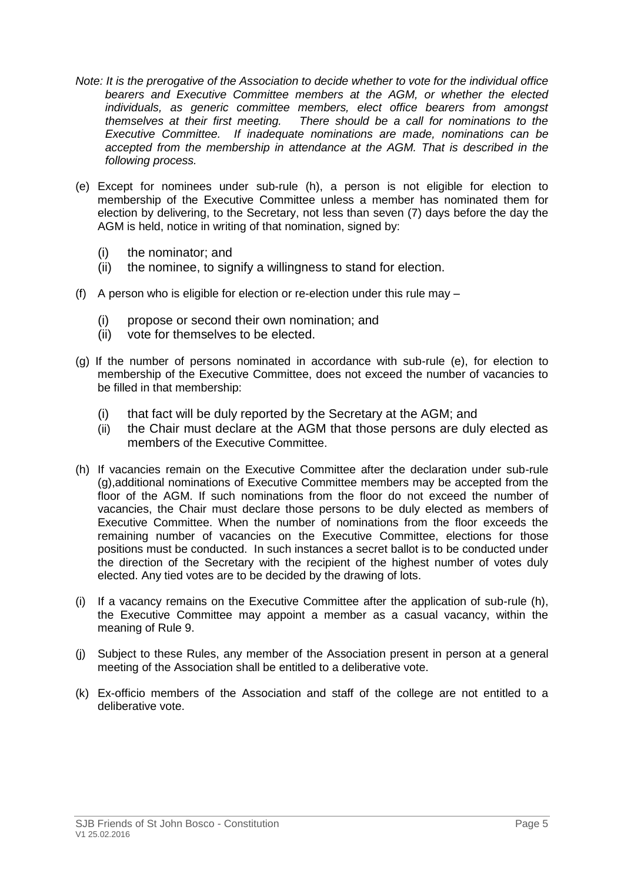*Note: It is the prerogative of the Association to decide whether to vote for the individual office bearers and Executive Committee members at the AGM, or whether the elected individuals, as generic committee members, elect office bearers from amongst themselves at their first meeting. There should be a call for nominations to the Executive Committee. If inadequate nominations are made, nominations can be accepted from the membership in attendance at the AGM. That is described in the following process.*

(e) Except for nominees under sub-rule (h), a person is not eligible for election to membership of the Executive Committee unless a member has nominated them for election by delivering, to the Secretary, not less than seven (7) days before the day the AGM is held, notice in writing of that nomination, signed by:

- (i) the nominator; and
- (ii) the nominee, to signify a willingness to stand for election.

(f) A person who is eligible for election or re-election under this rule may –

- (i) propose or second their own nomination; and
- (ii) vote for themselves to be elected.

(g) If the number of persons nominated in accordance with sub-rule (e), for election to membership of the Executive Committee, does not exceed the number of vacancies to be filled in that membership:

- (i) that fact will be duly reported by the Secretary at the AGM; and
- (ii) the Chair must declare at the AGM that those persons are duly elected as members of the Executive Committee.

(h) If vacancies remain on the Executive Committee after the declaration under sub-rule (g),additional nominations of Executive Committee members may be accepted from the floor of the AGM. If such nominations from the floor do not exceed the number of vacancies, the Chair must declare those persons to be duly elected as members of Executive Committee. When the number of nominations from the floor exceeds the remaining number of vacancies on the Executive Committee, elections for those positions must be conducted. In such instances a secret ballot is to be conducted under the direction of the Secretary with the recipient of the highest number of votes duly elected. Any tied votes are to be decided by the drawing of lots.

(i) If a vacancy remains on the Executive Committee after the application of sub-rule (h), the Executive Committee may appoint a member as a casual vacancy, within the meaning of Rule 9.

(j) Subject to these Rules, any member of the Association present in person at a general meeting of the Association shall be entitled to a deliberative vote.

(k) Ex-officio members of the Association and staff of the college are not entitled to a deliberative vote.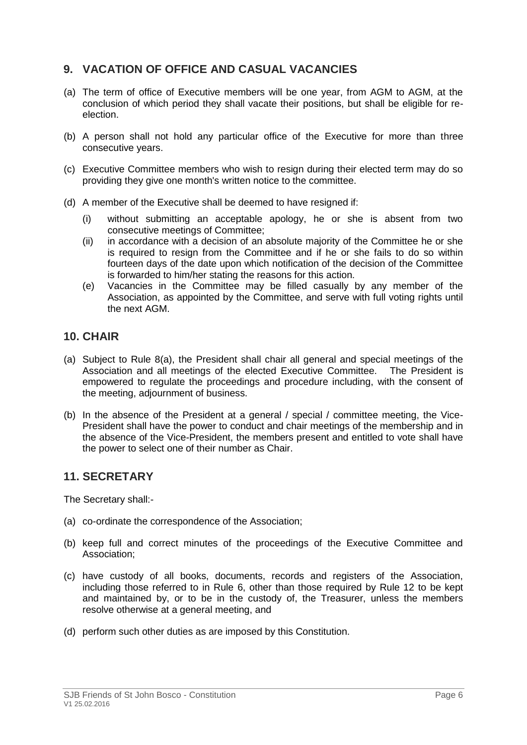## 9. VACATION OF OFFICE AND CASUAL VACANCIES

(a) The term of office of Executive members will be one year, from AGM to AGM, at the conclusion of which period they shall vacate their positions, but shall be eligible for re-election.

(b) A person shall not hold any particular office of the Executive for more than three consecutive years.

(c) Executive Committee members who wish to resign during their elected term may do so providing they give one month's written notice to the committee.

(d) A member of the Executive shall be deemed to have resigned if:

   (i) without submitting an acceptable apology, he or she is absent from two consecutive meetings of Committee;

   (ii) in accordance with a decision of an absolute majority of the Committee he or she is required to resign from the Committee and if he or she fails to do so within fourteen days of the date upon which notification of the decision of the Committee is forwarded to him/her stating the reasons for this action.

   (e) Vacancies in the Committee may be filled casually by any member of the Association, as appointed by the Committee, and serve with full voting rights until the next AGM.

## 10. CHAIR

(a) Subject to Rule 8(a), the President shall chair all general and special meetings of the Association and all meetings of the elected Executive Committee. The President is empowered to regulate the proceedings and procedure including, with the consent of the meeting, adjournment of business.

(b) In the absence of the President at a general / special / committee meeting, the Vice-President shall have the power to conduct and chair meetings of the membership and in the absence of the Vice-President, the members present and entitled to vote shall have the power to select one of their number as Chair.

## 11. SECRETARY

The Secretary shall:-

(a) co-ordinate the correspondence of the Association;

(b) keep full and correct minutes of the proceedings of the Executive Committee and Association;

(c) have custody of all books, documents, records and registers of the Association, including those referred to in Rule 6, other than those required by Rule 12 to be kept and maintained by, or to be in the custody of, the Treasurer, unless the members resolve otherwise at a general meeting, and

(d) perform such other duties as are imposed by this Constitution.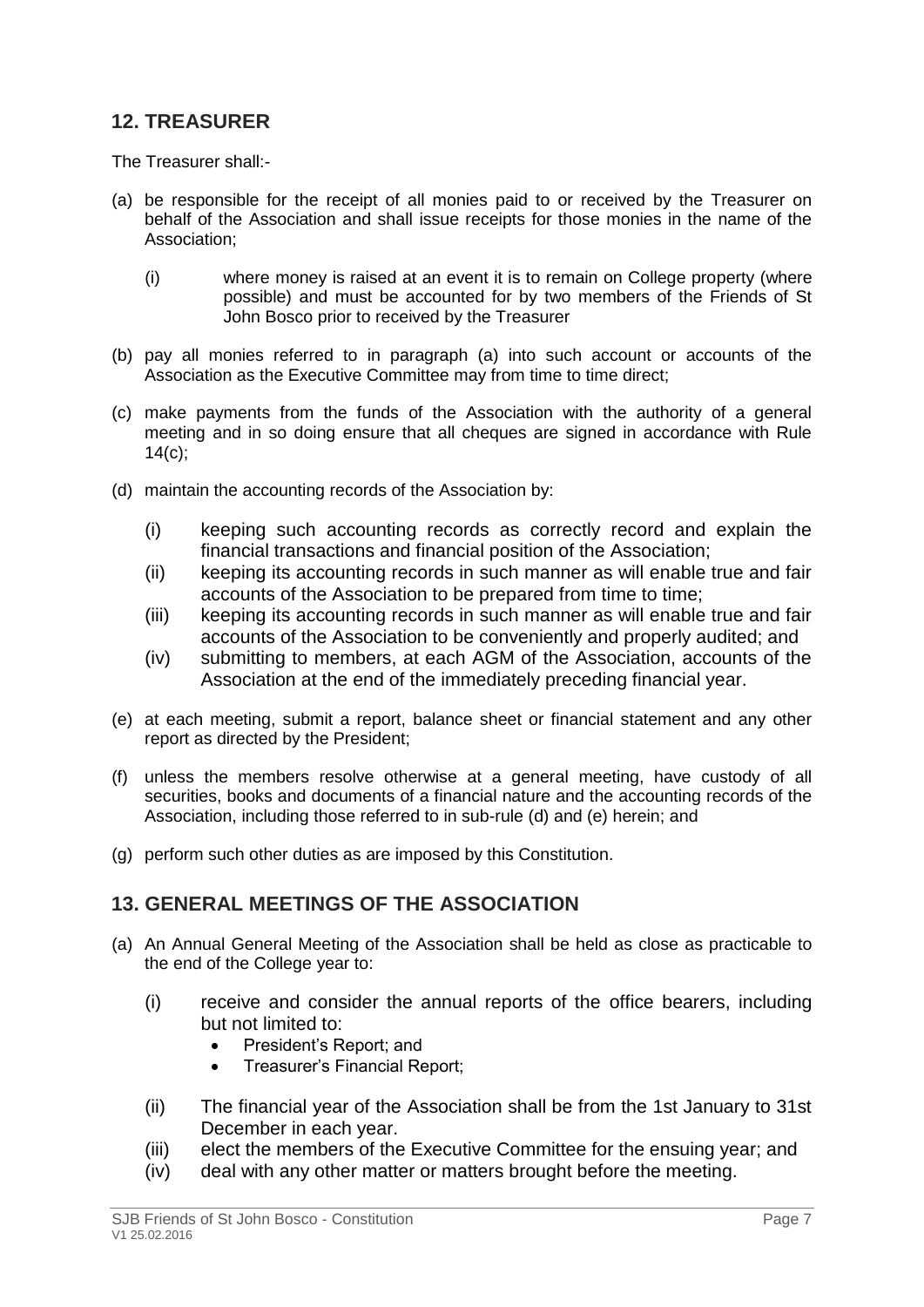## 12. TREASURER

The Treasurer shall:-

(a) be responsible for the receipt of all monies paid to or received by the Treasurer on behalf of the Association and shall issue receipts for those monies in the name of the Association;

  (i) where money is raised at an event it is to remain on College property (where possible) and must be accounted for by two members of the Friends of St John Bosco prior to received by the Treasurer

(b) pay all monies referred to in paragraph (a) into such account or accounts of the Association as the Executive Committee may from time to time direct;

(c) make payments from the funds of the Association with the authority of a general meeting and in so doing ensure that all cheques are signed in accordance with Rule 14(c);

(d) maintain the accounting records of the Association by:

  (i) keeping such accounting records as correctly record and explain the financial transactions and financial position of the Association;

  (ii) keeping its accounting records in such manner as will enable true and fair accounts of the Association to be prepared from time to time;

  (iii) keeping its accounting records in such manner as will enable true and fair accounts of the Association to be conveniently and properly audited; and

  (iv) submitting to members, at each AGM of the Association, accounts of the Association at the end of the immediately preceding financial year.

(e) at each meeting, submit a report, balance sheet or financial statement and any other report as directed by the President;

(f) unless the members resolve otherwise at a general meeting, have custody of all securities, books and documents of a financial nature and the accounting records of the Association, including those referred to in sub-rule (d) and (e) herein; and

(g) perform such other duties as are imposed by this Constitution.

## 13. GENERAL MEETINGS OF THE ASSOCIATION

(a) An Annual General Meeting of the Association shall be held as close as practicable to the end of the College year to:

  (i) receive and consider the annual reports of the office bearers, including but not limited to:
    - President's Report; and
    - Treasurer's Financial Report;

  (ii) The financial year of the Association shall be from the 1st January to 31st December in each year.

  (iii) elect the members of the Executive Committee for the ensuing year; and

  (iv) deal with any other matter or matters brought before the meeting.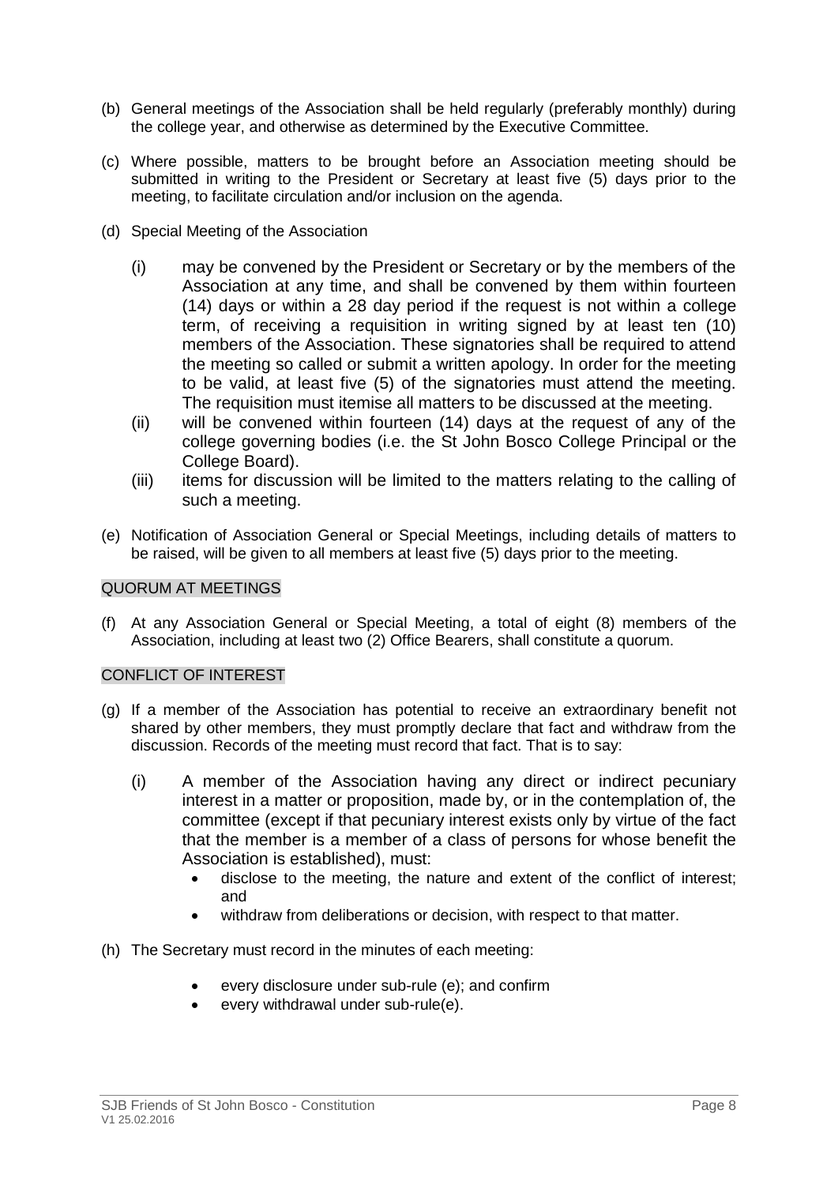(b) General meetings of the Association shall be held regularly (preferably monthly) during the college year, and otherwise as determined by the Executive Committee.

(c) Where possible, matters to be brought before an Association meeting should be submitted in writing to the President or Secretary at least five (5) days prior to the meeting, to facilitate circulation and/or inclusion on the agenda.

(d) Special Meeting of the Association

- (i) may be convened by the President or Secretary or by the members of the Association at any time, and shall be convened by them within fourteen (14) days or within a 28 day period if the request is not within a college term, of receiving a requisition in writing signed by at least ten (10) members of the Association. These signatories shall be required to attend the meeting so called or submit a written apology. In order for the meeting to be valid, at least five (5) of the signatories must attend the meeting. The requisition must itemise all matters to be discussed at the meeting.
- (ii) will be convened within fourteen (14) days at the request of any of the college governing bodies (i.e. the St John Bosco College Principal or the College Board).
- (iii) items for discussion will be limited to the matters relating to the calling of such a meeting.

(e) Notification of Association General or Special Meetings, including details of matters to be raised, will be given to all members at least five (5) days prior to the meeting.

## QUORUM AT MEETINGS

(f) At any Association General or Special Meeting, a total of eight (8) members of the Association, including at least two (2) Office Bearers, shall constitute a quorum.

## CONFLICT OF INTEREST

(g) If a member of the Association has potential to receive an extraordinary benefit not shared by other members, they must promptly declare that fact and withdraw from the discussion. Records of the meeting must record that fact. That is to say:

- (i) A member of the Association having any direct or indirect pecuniary interest in a matter or proposition, made by, or in the contemplation of, the committee (except if that pecuniary interest exists only by virtue of the fact that the member is a member of a class of persons for whose benefit the Association is established), must:
  - disclose to the meeting, the nature and extent of the conflict of interest; and
  - withdraw from deliberations or decision, with respect to that matter.

(h) The Secretary must record in the minutes of each meeting:

- every disclosure under sub-rule (e); and confirm
- every withdrawal under sub-rule(e).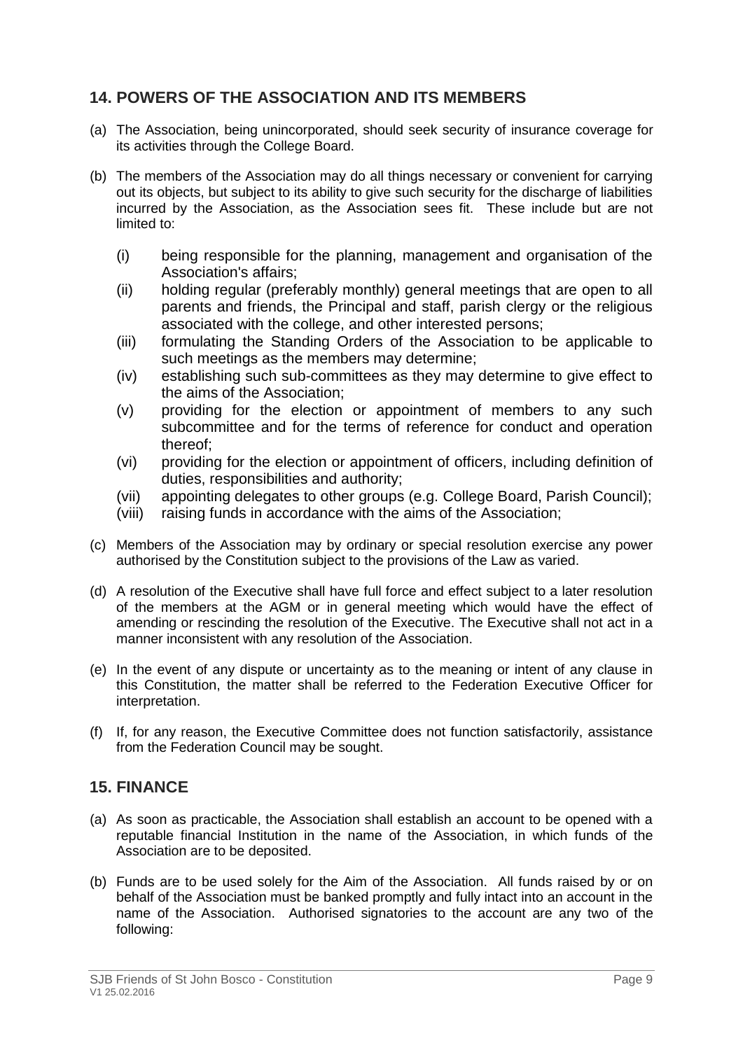## 14. POWERS OF THE ASSOCIATION AND ITS MEMBERS

(a) The Association, being unincorporated, should seek security of insurance coverage for its activities through the College Board.

(b) The members of the Association may do all things necessary or convenient for carrying out its objects, but subject to its ability to give such security for the discharge of liabilities incurred by the Association, as the Association sees fit. These include but are not limited to:

- (i) being responsible for the planning, management and organisation of the Association's affairs;
- (ii) holding regular (preferably monthly) general meetings that are open to all parents and friends, the Principal and staff, parish clergy or the religious associated with the college, and other interested persons;
- (iii) formulating the Standing Orders of the Association to be applicable to such meetings as the members may determine;
- (iv) establishing such sub-committees as they may determine to give effect to the aims of the Association;
- (v) providing for the election or appointment of members to any such subcommittee and for the terms of reference for conduct and operation thereof;
- (vi) providing for the election or appointment of officers, including definition of duties, responsibilities and authority;
- (vii) appointing delegates to other groups (e.g. College Board, Parish Council);
- (viii) raising funds in accordance with the aims of the Association;

(c) Members of the Association may by ordinary or special resolution exercise any power authorised by the Constitution subject to the provisions of the Law as varied.

(d) A resolution of the Executive shall have full force and effect subject to a later resolution of the members at the AGM or in general meeting which would have the effect of amending or rescinding the resolution of the Executive. The Executive shall not act in a manner inconsistent with any resolution of the Association.

(e) In the event of any dispute or uncertainty as to the meaning or intent of any clause in this Constitution, the matter shall be referred to the Federation Executive Officer for interpretation.

(f) If, for any reason, the Executive Committee does not function satisfactorily, assistance from the Federation Council may be sought.

## 15. FINANCE

(a) As soon as practicable, the Association shall establish an account to be opened with a reputable financial Institution in the name of the Association, in which funds of the Association are to be deposited.

(b) Funds are to be used solely for the Aim of the Association. All funds raised by or on behalf of the Association must be banked promptly and fully intact into an account in the name of the Association. Authorised signatories to the account are any two of the following: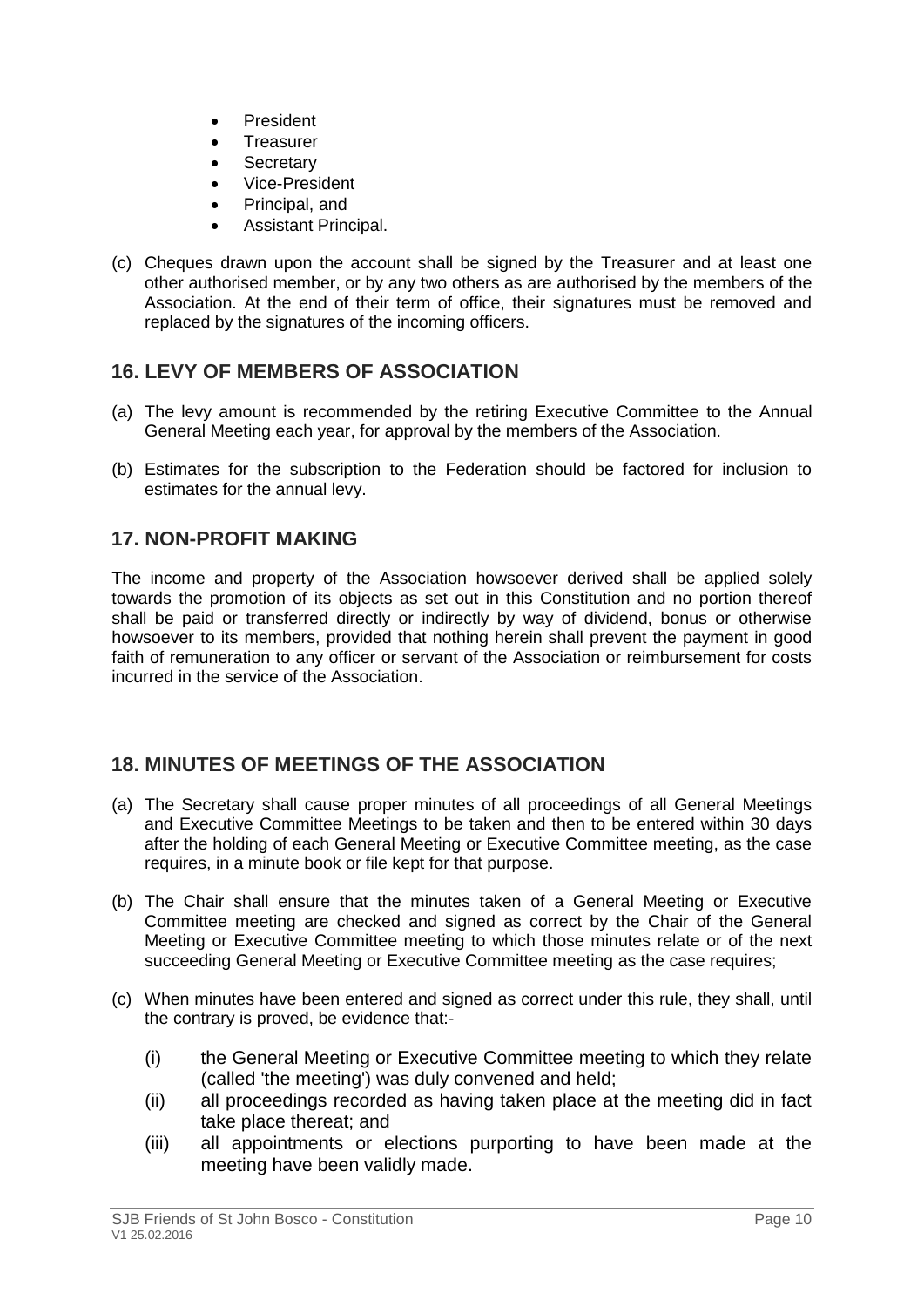- President
- Treasurer
- Secretary
- Vice-President
- Principal, and
- Assistant Principal.

(c) Cheques drawn upon the account shall be signed by the Treasurer and at least one other authorised member, or by any two others as are authorised by the members of the Association. At the end of their term of office, their signatures must be removed and replaced by the signatures of the incoming officers.

## 16. LEVY OF MEMBERS OF ASSOCIATION

(a) The levy amount is recommended by the retiring Executive Committee to the Annual General Meeting each year, for approval by the members of the Association.

(b) Estimates for the subscription to the Federation should be factored for inclusion to estimates for the annual levy.

## 17. NON-PROFIT MAKING

The income and property of the Association howsoever derived shall be applied solely towards the promotion of its objects as set out in this Constitution and no portion thereof shall be paid or transferred directly or indirectly by way of dividend, bonus or otherwise howsoever to its members, provided that nothing herein shall prevent the payment in good faith of remuneration to any officer or servant of the Association or reimbursement for costs incurred in the service of the Association.

## 18. MINUTES OF MEETINGS OF THE ASSOCIATION

(a) The Secretary shall cause proper minutes of all proceedings of all General Meetings and Executive Committee Meetings to be taken and then to be entered within 30 days after the holding of each General Meeting or Executive Committee meeting, as the case requires, in a minute book or file kept for that purpose.

(b) The Chair shall ensure that the minutes taken of a General Meeting or Executive Committee meeting are checked and signed as correct by the Chair of the General Meeting or Executive Committee meeting to which those minutes relate or of the next succeeding General Meeting or Executive Committee meeting as the case requires;

(c) When minutes have been entered and signed as correct under this rule, they shall, until the contrary is proved, be evidence that:-

(i) the General Meeting or Executive Committee meeting to which they relate (called 'the meeting') was duly convened and held;

(ii) all proceedings recorded as having taken place at the meeting did in fact take place thereat; and

(iii) all appointments or elections purporting to have been made at the meeting have been validly made.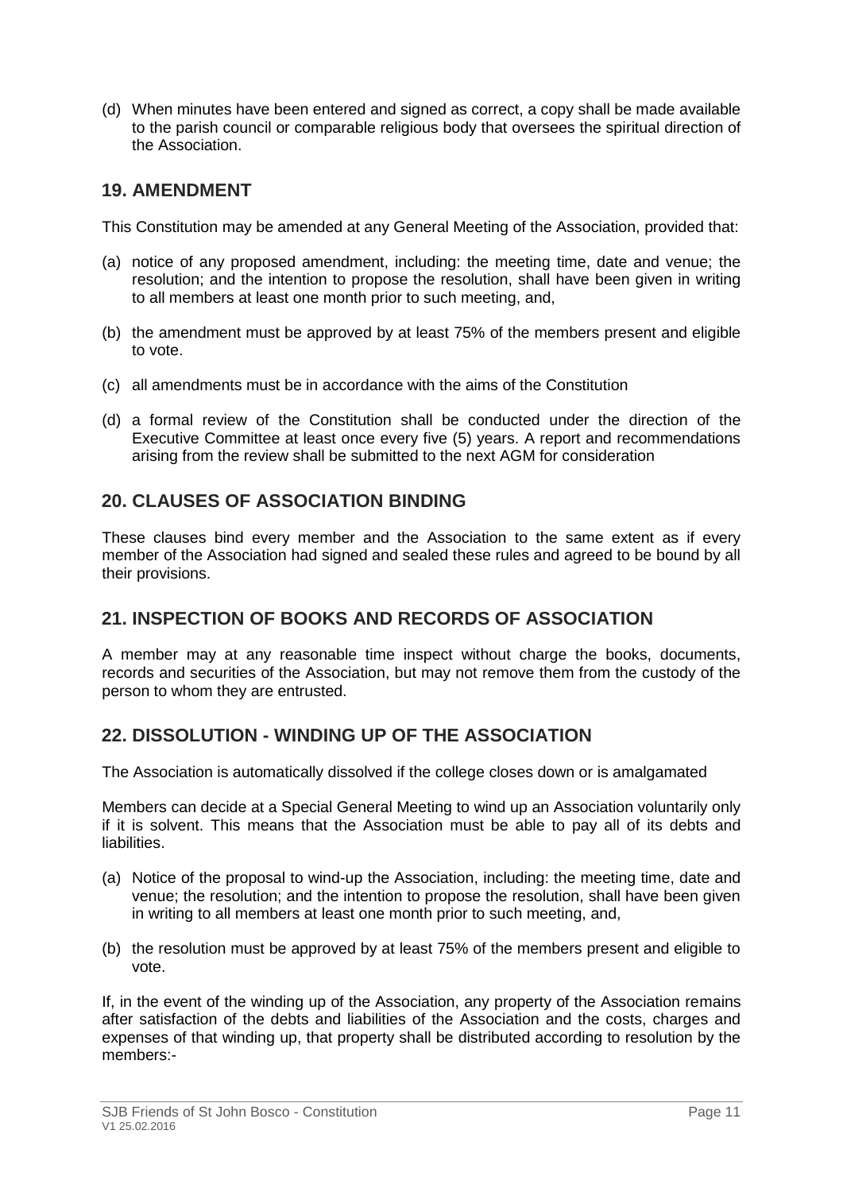(d) When minutes have been entered and signed as correct, a copy shall be made available to the parish council or comparable religious body that oversees the spiritual direction of the Association.

## 19. AMENDMENT

This Constitution may be amended at any General Meeting of the Association, provided that:

(a) notice of any proposed amendment, including: the meeting time, date and venue; the resolution; and the intention to propose the resolution, shall have been given in writing to all members at least one month prior to such meeting, and,

(b) the amendment must be approved by at least 75% of the members present and eligible to vote.

(c) all amendments must be in accordance with the aims of the Constitution

(d) a formal review of the Constitution shall be conducted under the direction of the Executive Committee at least once every five (5) years. A report and recommendations arising from the review shall be submitted to the next AGM for consideration

## 20. CLAUSES OF ASSOCIATION BINDING

These clauses bind every member and the Association to the same extent as if every member of the Association had signed and sealed these rules and agreed to be bound by all their provisions.

## 21. INSPECTION OF BOOKS AND RECORDS OF ASSOCIATION

A member may at any reasonable time inspect without charge the books, documents, records and securities of the Association, but may not remove them from the custody of the person to whom they are entrusted.

## 22. DISSOLUTION - WINDING UP OF THE ASSOCIATION

The Association is automatically dissolved if the college closes down or is amalgamated

Members can decide at a Special General Meeting to wind up an Association voluntarily only if it is solvent. This means that the Association must be able to pay all of its debts and liabilities.

(a) Notice of the proposal to wind-up the Association, including: the meeting time, date and venue; the resolution; and the intention to propose the resolution, shall have been given in writing to all members at least one month prior to such meeting, and,

(b) the resolution must be approved by at least 75% of the members present and eligible to vote.

If, in the event of the winding up of the Association, any property of the Association remains after satisfaction of the debts and liabilities of the Association and the costs, charges and expenses of that winding up, that property shall be distributed according to resolution by the members:-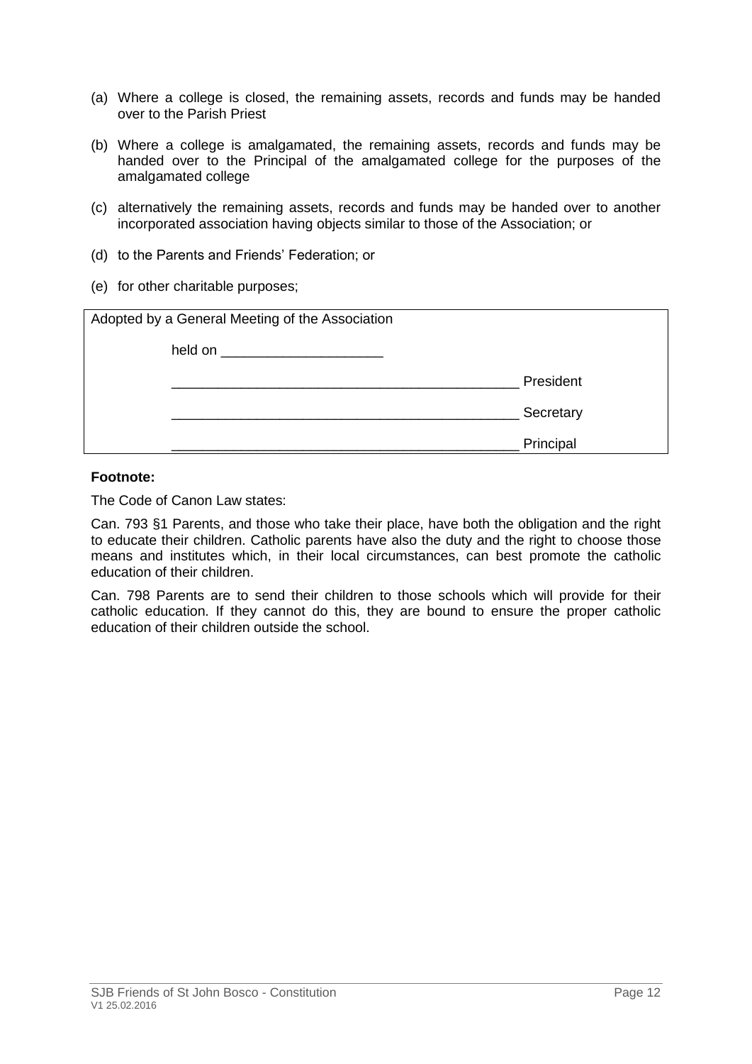(a) Where a college is closed, the remaining assets, records and funds may be handed over to the Parish Priest

(b) Where a college is amalgamated, the remaining assets, records and funds may be handed over to the Principal of the amalgamated college for the purposes of the amalgamated college

(c) alternatively the remaining assets, records and funds may be handed over to another incorporated association having objects similar to those of the Association; or

(d) to the Parents and Friends' Federation; or

(e) for other charitable purposes;

| |
|---|
| Adopted by a General Meeting of the Association |
| held on _____________________ |
| _____________________________________________ President |
| _____________________________________________ Secretary |
| _____________________________________________ Principal |

**Footnote:**

The Code of Canon Law states:

Can. 793 §1 Parents, and those who take their place, have both the obligation and the right to educate their children. Catholic parents have also the duty and the right to choose those means and institutes which, in their local circumstances, can best promote the catholic education of their children.

Can. 798 Parents are to send their children to those schools which will provide for their catholic education. If they cannot do this, they are bound to ensure the proper catholic education of their children outside the school.